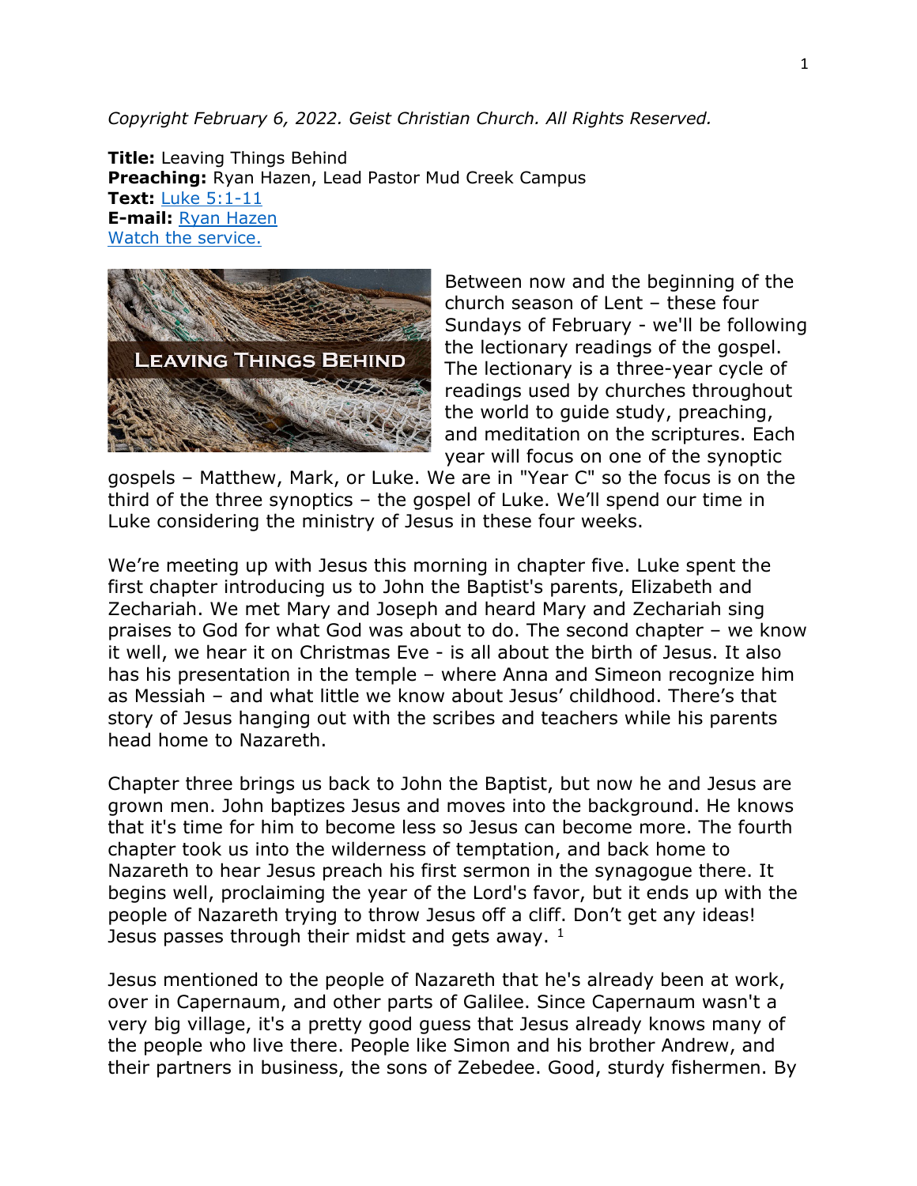*Copyright February 6, 2022. Geist Christian Church. All Rights Reserved.*

**Title:** Leaving Things Behind
**Preaching:** Ryan Hazen, Lead Pastor Mud Creek Campus
**Text:** Luke 5:1-11
**E-mail:** Ryan Hazen
Watch the service.

Between now and the beginning of the church season of Lent – these four Sundays of February - we'll be following the lectionary readings of the gospel. The lectionary is a three-year cycle of readings used by churches throughout the world to guide study, preaching, and meditation on the scriptures. Each year will focus on one of the synoptic gospels – Matthew, Mark, or Luke. We are in "Year C" so the focus is on the third of the three synoptics – the gospel of Luke. We'll spend our time in Luke considering the ministry of Jesus in these four weeks.

We're meeting up with Jesus this morning in chapter five. Luke spent the first chapter introducing us to John the Baptist's parents, Elizabeth and Zechariah. We met Mary and Joseph and heard Mary and Zechariah sing praises to God for what God was about to do. The second chapter – we know it well, we hear it on Christmas Eve - is all about the birth of Jesus. It also has his presentation in the temple – where Anna and Simeon recognize him as Messiah – and what little we know about Jesus' childhood. There's that story of Jesus hanging out with the scribes and teachers while his parents head home to Nazareth.

Chapter three brings us back to John the Baptist, but now he and Jesus are grown men. John baptizes Jesus and moves into the background. He knows that it's time for him to become less so Jesus can become more. The fourth chapter took us into the wilderness of temptation, and back home to Nazareth to hear Jesus preach his first sermon in the synagogue there. It begins well, proclaiming the year of the Lord's favor, but it ends up with the people of Nazareth trying to throw Jesus off a cliff. Don't get any ideas! Jesus passes through their midst and gets away. [1]

Jesus mentioned to the people of Nazareth that he's already been at work, over in Capernaum, and other parts of Galilee. Since Capernaum wasn't a very big village, it's a pretty good guess that Jesus already knows many of the people who live there. People like Simon and his brother Andrew, and their partners in business, the sons of Zebedee. Good, sturdy fishermen. By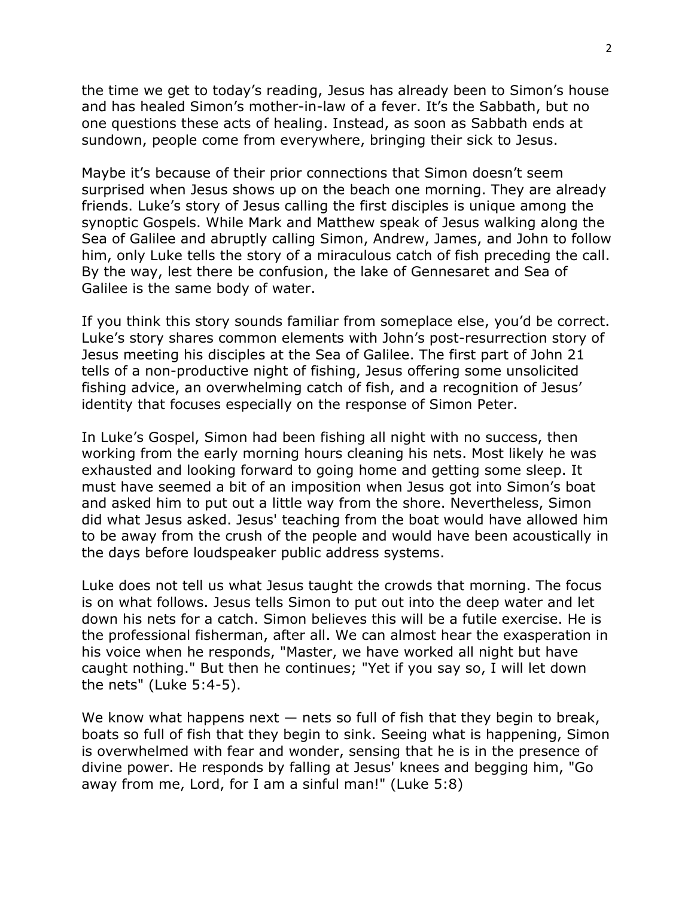the time we get to today's reading, Jesus has already been to Simon's house and has healed Simon's mother-in-law of a fever. It's the Sabbath, but no one questions these acts of healing. Instead, as soon as Sabbath ends at sundown, people come from everywhere, bringing their sick to Jesus.

Maybe it's because of their prior connections that Simon doesn't seem surprised when Jesus shows up on the beach one morning. They are already friends. Luke's story of Jesus calling the first disciples is unique among the synoptic Gospels. While Mark and Matthew speak of Jesus walking along the Sea of Galilee and abruptly calling Simon, Andrew, James, and John to follow him, only Luke tells the story of a miraculous catch of fish preceding the call. By the way, lest there be confusion, the lake of Gennesaret and Sea of Galilee is the same body of water.

If you think this story sounds familiar from someplace else, you'd be correct. Luke's story shares common elements with John's post-resurrection story of Jesus meeting his disciples at the Sea of Galilee. The first part of John 21 tells of a non-productive night of fishing, Jesus offering some unsolicited fishing advice, an overwhelming catch of fish, and a recognition of Jesus' identity that focuses especially on the response of Simon Peter.

In Luke's Gospel, Simon had been fishing all night with no success, then working from the early morning hours cleaning his nets. Most likely he was exhausted and looking forward to going home and getting some sleep. It must have seemed a bit of an imposition when Jesus got into Simon's boat and asked him to put out a little way from the shore. Nevertheless, Simon did what Jesus asked. Jesus' teaching from the boat would have allowed him to be away from the crush of the people and would have been acoustically in the days before loudspeaker public address systems.

Luke does not tell us what Jesus taught the crowds that morning. The focus is on what follows. Jesus tells Simon to put out into the deep water and let down his nets for a catch. Simon believes this will be a futile exercise. He is the professional fisherman, after all. We can almost hear the exasperation in his voice when he responds, "Master, we have worked all night but have caught nothing." But then he continues; "Yet if you say so, I will let down the nets" (Luke 5:4-5).

We know what happens next — nets so full of fish that they begin to break, boats so full of fish that they begin to sink. Seeing what is happening, Simon is overwhelmed with fear and wonder, sensing that he is in the presence of divine power. He responds by falling at Jesus' knees and begging him, "Go away from me, Lord, for I am a sinful man!" (Luke 5:8)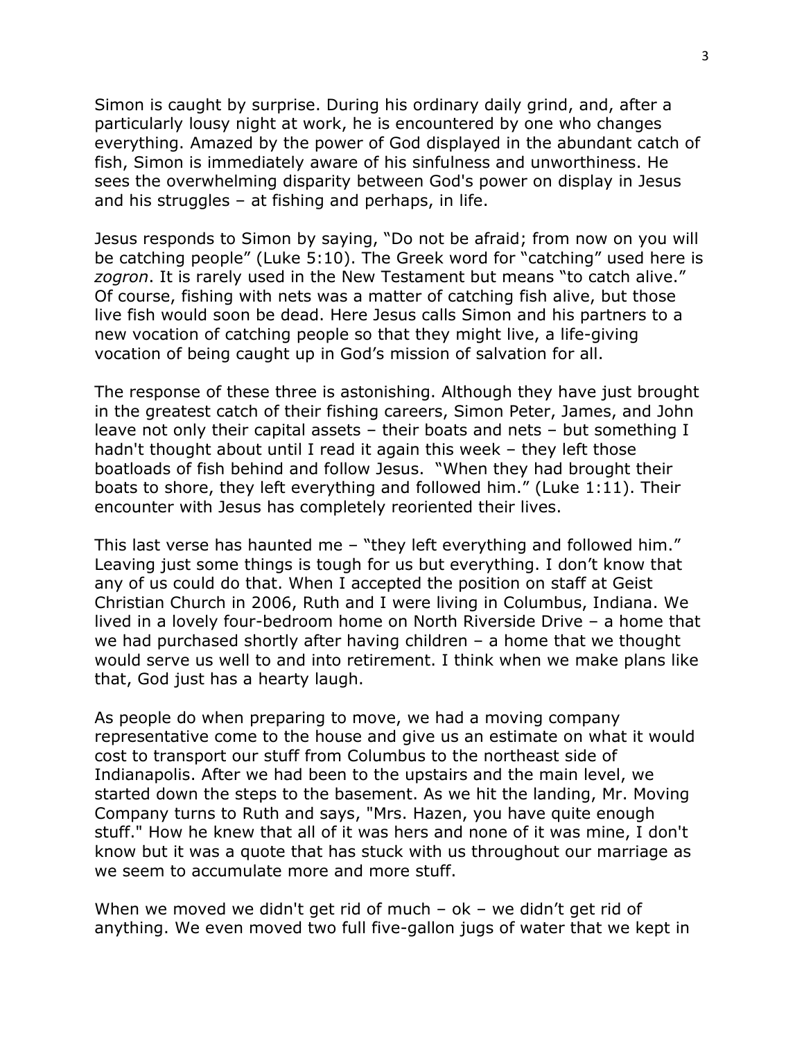Simon is caught by surprise. During his ordinary daily grind, and, after a particularly lousy night at work, he is encountered by one who changes everything. Amazed by the power of God displayed in the abundant catch of fish, Simon is immediately aware of his sinfulness and unworthiness. He sees the overwhelming disparity between God's power on display in Jesus and his struggles – at fishing and perhaps, in life.

Jesus responds to Simon by saying, "Do not be afraid; from now on you will be catching people" (Luke 5:10). The Greek word for "catching" used here is *zogron*. It is rarely used in the New Testament but means "to catch alive." Of course, fishing with nets was a matter of catching fish alive, but those live fish would soon be dead. Here Jesus calls Simon and his partners to a new vocation of catching people so that they might live, a life-giving vocation of being caught up in God's mission of salvation for all.

The response of these three is astonishing. Although they have just brought in the greatest catch of their fishing careers, Simon Peter, James, and John leave not only their capital assets – their boats and nets – but something I hadn't thought about until I read it again this week – they left those boatloads of fish behind and follow Jesus. "When they had brought their boats to shore, they left everything and followed him." (Luke 1:11). Their encounter with Jesus has completely reoriented their lives.

This last verse has haunted me – "they left everything and followed him." Leaving just some things is tough for us but everything. I don't know that any of us could do that. When I accepted the position on staff at Geist Christian Church in 2006, Ruth and I were living in Columbus, Indiana. We lived in a lovely four-bedroom home on North Riverside Drive – a home that we had purchased shortly after having children – a home that we thought would serve us well to and into retirement. I think when we make plans like that, God just has a hearty laugh.

As people do when preparing to move, we had a moving company representative come to the house and give us an estimate on what it would cost to transport our stuff from Columbus to the northeast side of Indianapolis. After we had been to the upstairs and the main level, we started down the steps to the basement. As we hit the landing, Mr. Moving Company turns to Ruth and says, "Mrs. Hazen, you have quite enough stuff." How he knew that all of it was hers and none of it was mine, I don't know but it was a quote that has stuck with us throughout our marriage as we seem to accumulate more and more stuff.

When we moved we didn't get rid of much – ok – we didn't get rid of anything. We even moved two full five-gallon jugs of water that we kept in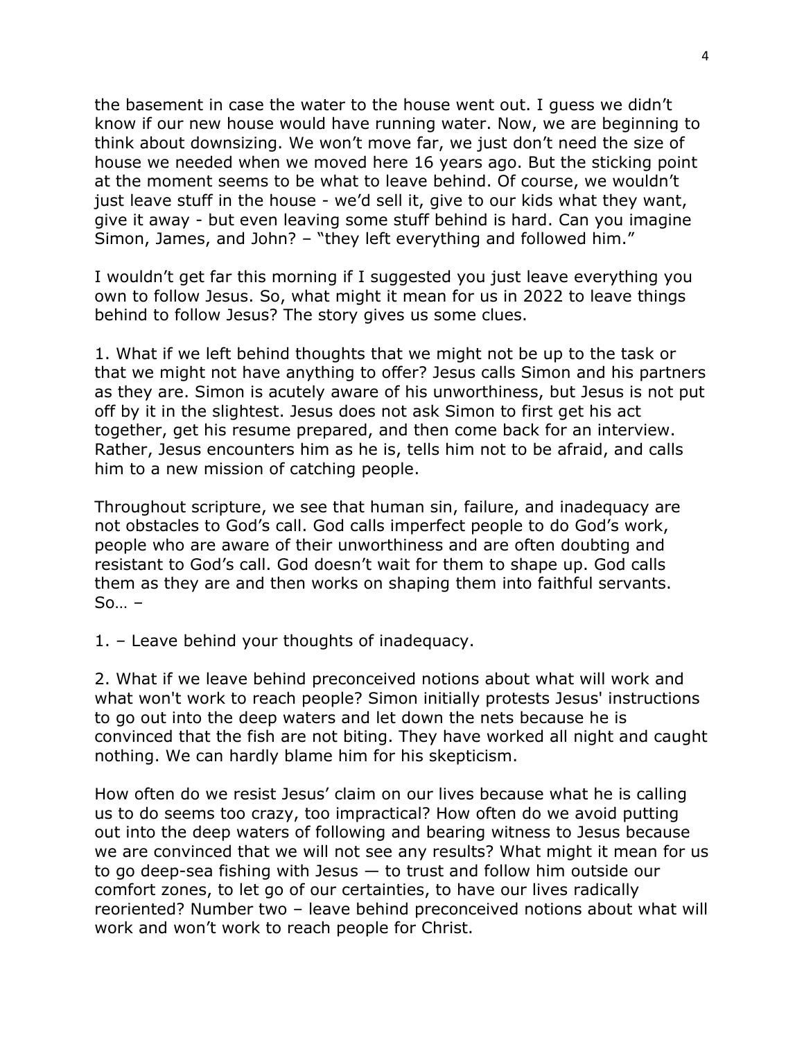the basement in case the water to the house went out. I guess we didn't know if our new house would have running water. Now, we are beginning to think about downsizing. We won't move far, we just don't need the size of house we needed when we moved here 16 years ago. But the sticking point at the moment seems to be what to leave behind. Of course, we wouldn't just leave stuff in the house - we'd sell it, give to our kids what they want, give it away - but even leaving some stuff behind is hard. Can you imagine Simon, James, and John? – "they left everything and followed him."

I wouldn't get far this morning if I suggested you just leave everything you own to follow Jesus. So, what might it mean for us in 2022 to leave things behind to follow Jesus? The story gives us some clues.

1. What if we left behind thoughts that we might not be up to the task or that we might not have anything to offer? Jesus calls Simon and his partners as they are. Simon is acutely aware of his unworthiness, but Jesus is not put off by it in the slightest. Jesus does not ask Simon to first get his act together, get his resume prepared, and then come back for an interview. Rather, Jesus encounters him as he is, tells him not to be afraid, and calls him to a new mission of catching people.

Throughout scripture, we see that human sin, failure, and inadequacy are not obstacles to God's call. God calls imperfect people to do God's work, people who are aware of their unworthiness and are often doubting and resistant to God's call. God doesn't wait for them to shape up. God calls them as they are and then works on shaping them into faithful servants. So… –

1. – Leave behind your thoughts of inadequacy.

2. What if we leave behind preconceived notions about what will work and what won't work to reach people? Simon initially protests Jesus' instructions to go out into the deep waters and let down the nets because he is convinced that the fish are not biting. They have worked all night and caught nothing. We can hardly blame him for his skepticism.

How often do we resist Jesus' claim on our lives because what he is calling us to do seems too crazy, too impractical? How often do we avoid putting out into the deep waters of following and bearing witness to Jesus because we are convinced that we will not see any results? What might it mean for us to go deep-sea fishing with Jesus — to trust and follow him outside our comfort zones, to let go of our certainties, to have our lives radically reoriented? Number two – leave behind preconceived notions about what will work and won't work to reach people for Christ.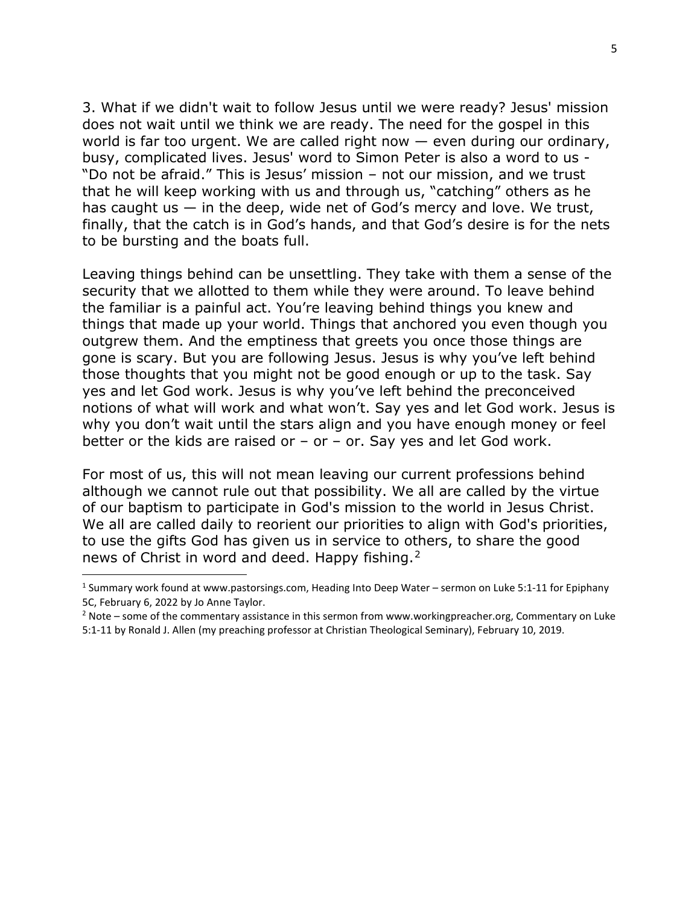3. What if we didn't wait to follow Jesus until we were ready? Jesus' mission does not wait until we think we are ready. The need for the gospel in this world is far too urgent. We are called right now — even during our ordinary, busy, complicated lives. Jesus' word to Simon Peter is also a word to us - "Do not be afraid." This is Jesus' mission – not our mission, and we trust that he will keep working with us and through us, "catching" others as he has caught us — in the deep, wide net of God's mercy and love. We trust, finally, that the catch is in God's hands, and that God's desire is for the nets to be bursting and the boats full.

Leaving things behind can be unsettling. They take with them a sense of the security that we allotted to them while they were around. To leave behind the familiar is a painful act. You're leaving behind things you knew and things that made up your world. Things that anchored you even though you outgrew them. And the emptiness that greets you once those things are gone is scary. But you are following Jesus. Jesus is why you've left behind those thoughts that you might not be good enough or up to the task. Say yes and let God work. Jesus is why you've left behind the preconceived notions of what will work and what won't. Say yes and let God work. Jesus is why you don't wait until the stars align and you have enough money or feel better or the kids are raised or – or – or. Say yes and let God work.

For most of us, this will not mean leaving our current professions behind although we cannot rule out that possibility. We all are called by the virtue of our baptism to participate in God's mission to the world in Jesus Christ. We all are called daily to reorient our priorities to align with God's priorities, to use the gifts God has given us in service to others, to share the good news of Christ in word and deed. Happy fishing.[2]

---

[1] Summary work found at www.pastorsings.com, Heading Into Deep Water – sermon on Luke 5:1-11 for Epiphany 5C, February 6, 2022 by Jo Anne Taylor.

[2] Note – some of the commentary assistance in this sermon from www.workingpreacher.org, Commentary on Luke 5:1-11 by Ronald J. Allen (my preaching professor at Christian Theological Seminary), February 10, 2019.